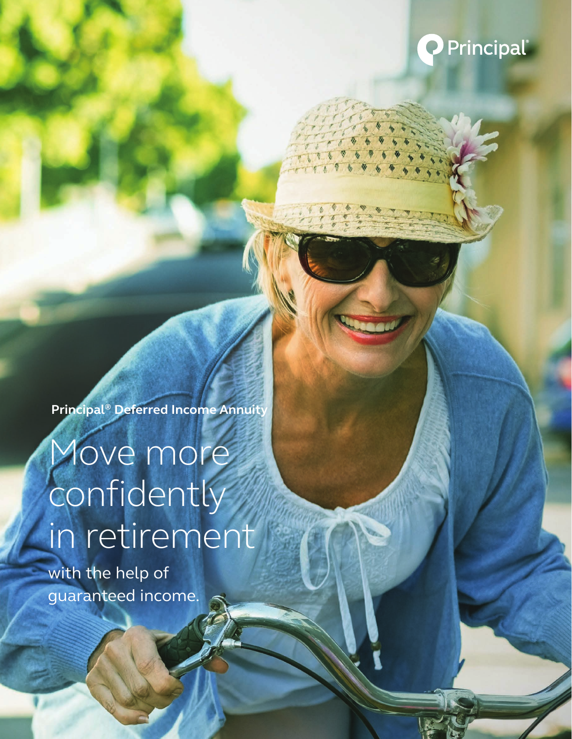Principal®

Principal® Deferred Income Annuity

# Move more confidently in retirement

with the help of guaranteed income.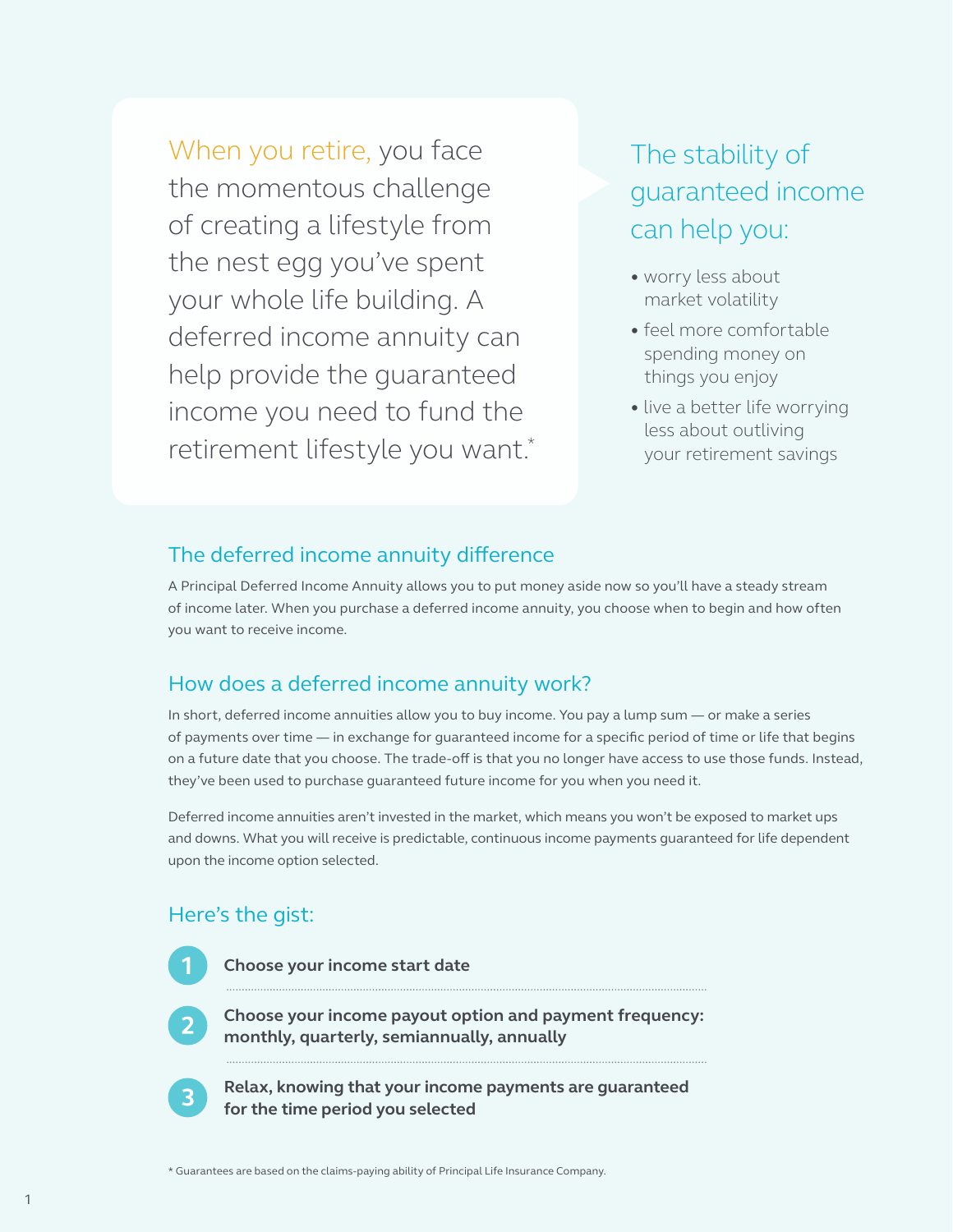When you retire, you face the momentous challenge of creating a lifestyle from the nest egg you've spent your whole life building. A deferred income annuity can help provide the guaranteed income you need to fund the retirement lifestyle you want.*

## The stability of guaranteed income can help you:

- worry less about market volatility
- feel more comfortable spending money on things you enjoy
- live a better life worrying less about outliving your retirement savings

## The deferred income annuity difference

A Principal Deferred Income Annuity allows you to put money aside now so you'll have a steady stream of income later. When you purchase a deferred income annuity, you choose when to begin and how often you want to receive income.

## How does a deferred income annuity work?

In short, deferred income annuities allow you to buy income. You pay a lump sum — or make a series of payments over time — in exchange for guaranteed income for a specific period of time or life that begins on a future date that you choose. The trade-off is that you no longer have access to use those funds. Instead, they've been used to purchase guaranteed future income for you when you need it.

Deferred income annuities aren't invested in the market, which means you won't be exposed to market ups and downs. What you will receive is predictable, continuous income payments guaranteed for life dependent upon the income option selected.

## Here's the gist:

1. **Choose your income start date**
2. **Choose your income payout option and payment frequency: monthly, quarterly, semiannually, annually**
3. **Relax, knowing that your income payments are guaranteed for the time period you selected**

* Guarantees are based on the claims-paying ability of Principal Life Insurance Company.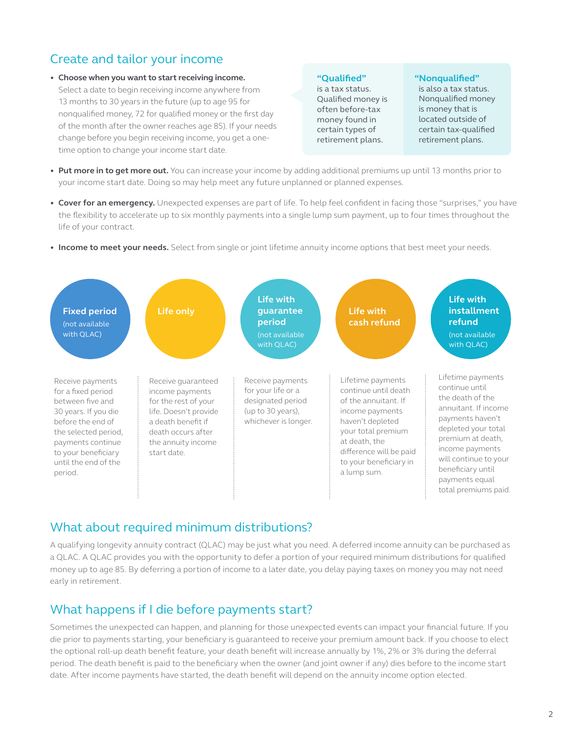## Create and tailor your income

- **Choose when you want to start receiving income.** Select a date to begin receiving income anywhere from 13 months to 30 years in the future (up to age 95 for nonqualified money, 72 for qualified money or the first day of the month after the owner reaches age 85). If your needs change before you begin receiving income, you get a one-time option to change your income start date.

**"Qualified"** is a tax status. Qualified money is often before-tax money found in certain types of retirement plans.

**"Nonqualified"** is also a tax status. Nonqualified money is money that is located outside of certain tax-qualified retirement plans.

- **Put more in to get more out.** You can increase your income by adding additional premiums up until 13 months prior to your income start date. Doing so may help meet any future unplanned or planned expenses.
- **Cover for an emergency.** Unexpected expenses are part of life. To help feel confident in facing those "surprises," you have the flexibility to accelerate up to six monthly payments into a single lump sum payment, up to four times throughout the life of your contract.
- **Income to meet your needs.** Select from single or joint lifetime annuity income options that best meet your needs.

**Fixed period** (not available with QLAC)

Receive payments for a fixed period between five and 30 years. If you die before the end of the selected period, payments continue to your beneficiary until the end of the period.

**Life only**

Receive guaranteed income payments for the rest of your life. Doesn't provide a death benefit if death occurs after the annuity income start date.

**Life with guarantee period** (not available with QLAC)

Receive payments for your life or a designated period (up to 30 years), whichever is longer.

**Life with cash refund**

Lifetime payments continue until death of the annuitant. If income payments haven't depleted your total premium at death, the difference will be paid to your beneficiary in a lump sum.

**Life with installment refund** (not available with QLAC)

Lifetime payments continue until the death of the annuitant. If income payments haven't depleted your total premium at death, income payments will continue to your beneficiary until payments equal total premiums paid.

## What about required minimum distributions?

A qualifying longevity annuity contract (QLAC) may be just what you need. A deferred income annuity can be purchased as a QLAC. A QLAC provides you with the opportunity to defer a portion of your required minimum distributions for qualified money up to age 85. By deferring a portion of income to a later date, you delay paying taxes on money you may not need early in retirement.

## What happens if I die before payments start?

Sometimes the unexpected can happen, and planning for those unexpected events can impact your financial future. If you die prior to payments starting, your beneficiary is guaranteed to receive your premium amount back. If you choose to elect the optional roll-up death benefit feature, your death benefit will increase annually by 1%, 2% or 3% during the deferral period. The death benefit is paid to the beneficiary when the owner (and joint owner if any) dies before to the income start date. After income payments have started, the death benefit will depend on the annuity income option elected.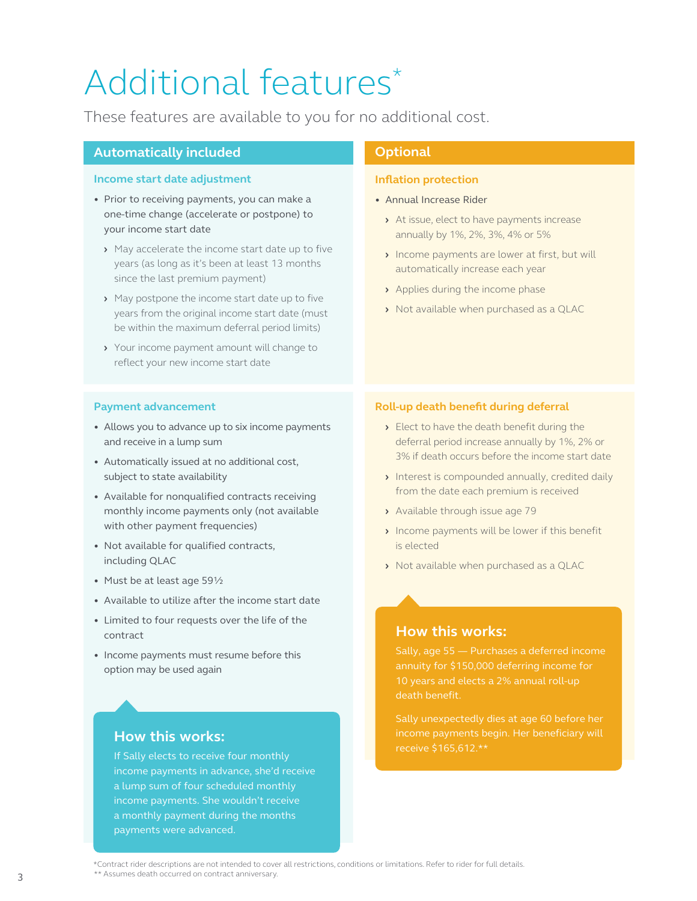# Additional features*

These features are available to you for no additional cost.

## Automatically included

### Income start date adjustment

- Prior to receiving payments, you can make a one-time change (accelerate or postpone) to your income start date
  - May accelerate the income start date up to five years (as long as it's been at least 13 months since the last premium payment)
  - May postpone the income start date up to five years from the original income start date (must be within the maximum deferral period limits)
  - Your income payment amount will change to reflect your new income start date

### Payment advancement

- Allows you to advance up to six income payments and receive in a lump sum
- Automatically issued at no additional cost, subject to state availability
- Available for nonqualified contracts receiving monthly income payments only (not available with other payment frequencies)
- Not available for qualified contracts, including QLAC
- Must be at least age 59½
- Available to utilize after the income start date
- Limited to four requests over the life of the contract
- Income payments must resume before this option may be used again

#### How this works:

If Sally elects to receive four monthly income payments in advance, she'd receive a lump sum of four scheduled monthly income payments. She wouldn't receive a monthly payment during the months payments were advanced.

## Optional

### Inflation protection

- Annual Increase Rider
  - At issue, elect to have payments increase annually by 1%, 2%, 3%, 4% or 5%
  - Income payments are lower at first, but will automatically increase each year
  - Applies during the income phase
  - Not available when purchased as a QLAC

### Roll-up death benefit during deferral

- Elect to have the death benefit during the deferral period increase annually by 1%, 2% or 3% if death occurs before the income start date
- Interest is compounded annually, credited daily from the date each premium is received
- Available through issue age 79
- Income payments will be lower if this benefit is elected
- Not available when purchased as a QLAC

#### How this works:

Sally, age 55 — Purchases a deferred income annuity for $150,000 deferring income for 10 years and elects a 2% annual roll-up death benefit.

Sally unexpectedly dies at age 60 before her income payments begin. Her beneficiary will receive $165,612.**

*Contract rider descriptions are not intended to cover all restrictions, conditions or limitations. Refer to rider for full details.
** Assumes death occurred on contract anniversary.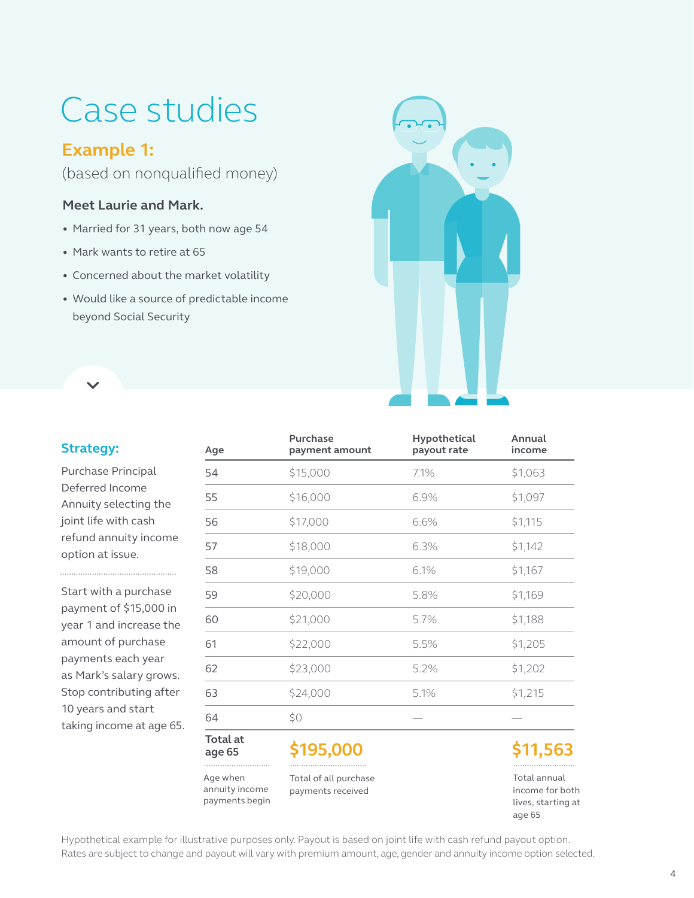# Case studies

## Example 1:

(based on nonqualified money)

### Meet Laurie and Mark.

- Married for 31 years, both now age 54
- Mark wants to retire at 65
- Concerned about the market volatility
- Would like a source of predictable income beyond Social Security

### Strategy:

Purchase Principal Deferred Income Annuity selecting the joint life with cash refund annuity income option at issue.

Start with a purchase payment of $15,000 in year 1 and increase the amount of purchase payments each year as Mark's salary grows. Stop contributing after 10 years and start taking income at age 65.

| Age | Purchase payment amount | Hypothetical payout rate | Annual income |
|---|---|---|---|
| 54 | $15,000 | 7.1% | $1,063 |
| 55 | $16,000 | 6.9% | $1,097 |
| 56 | $17,000 | 6.6% | $1,115 |
| 57 | $18,000 | 6.3% | $1,142 |
| 58 | $19,000 | 6.1% | $1,167 |
| 59 | $20,000 | 5.8% | $1,169 |
| 60 | $21,000 | 5.7% | $1,188 |
| 61 | $22,000 | 5.5% | $1,205 |
| 62 | $23,000 | 5.2% | $1,202 |
| 63 | $24,000 | 5.1% | $1,215 |
| 64 | $0 | — | — |
| **Total at age 65** | **$195,000** | | **$11,563** |
| Age when annuity income payments begin | Total of all purchase payments received | | Total annual income for both lives, starting at age 65 |

Hypothetical example for illustrative purposes only. Payout is based on joint life with cash refund payout option. Rates are subject to change and payout will vary with premium amount, age, gender and annuity income option selected.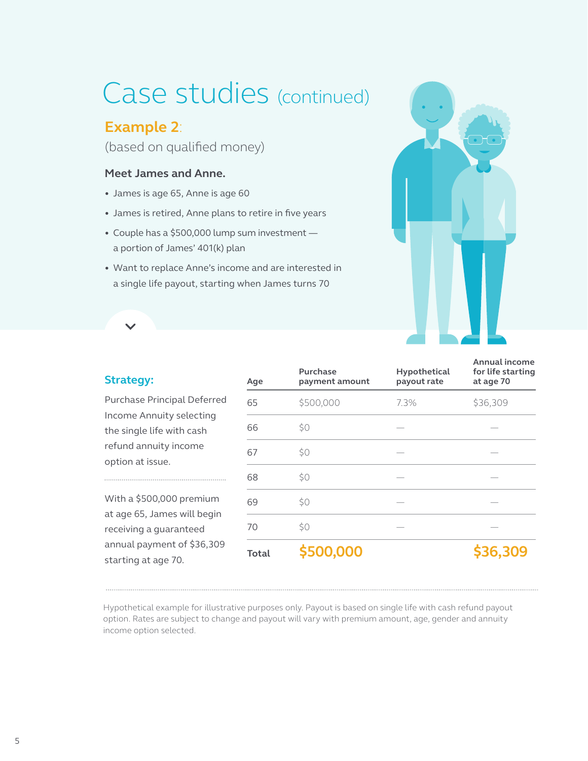# Case studies (continued)

## Example 2:

(based on qualified money)

### Meet James and Anne.

- James is age 65, Anne is age 60
- James is retired, Anne plans to retire in five years
- Couple has a $500,000 lump sum investment — a portion of James' 401(k) plan
- Want to replace Anne's income and are interested in a single life payout, starting when James turns 70

### Strategy:

Purchase Principal Deferred Income Annuity selecting the single life with cash refund annuity income option at issue.

With a $500,000 premium at age 65, James will begin receiving a guaranteed annual payment of $36,309 starting at age 70.

| Age | Purchase payment amount | Hypothetical payout rate | Annual income for life starting at age 70 |
|---|---|---|---|
| 65 | $500,000 | 7.3% | $36,309 |
| 66 | $0 | — | — |
| 67 | $0 | — | — |
| 68 | $0 | — | — |
| 69 | $0 | — | — |
| 70 | $0 | — | — |
| **Total** | **$500,000** | | **$36,309** |

Hypothetical example for illustrative purposes only. Payout is based on single life with cash refund payout option. Rates are subject to change and payout will vary with premium amount, age, gender and annuity income option selected.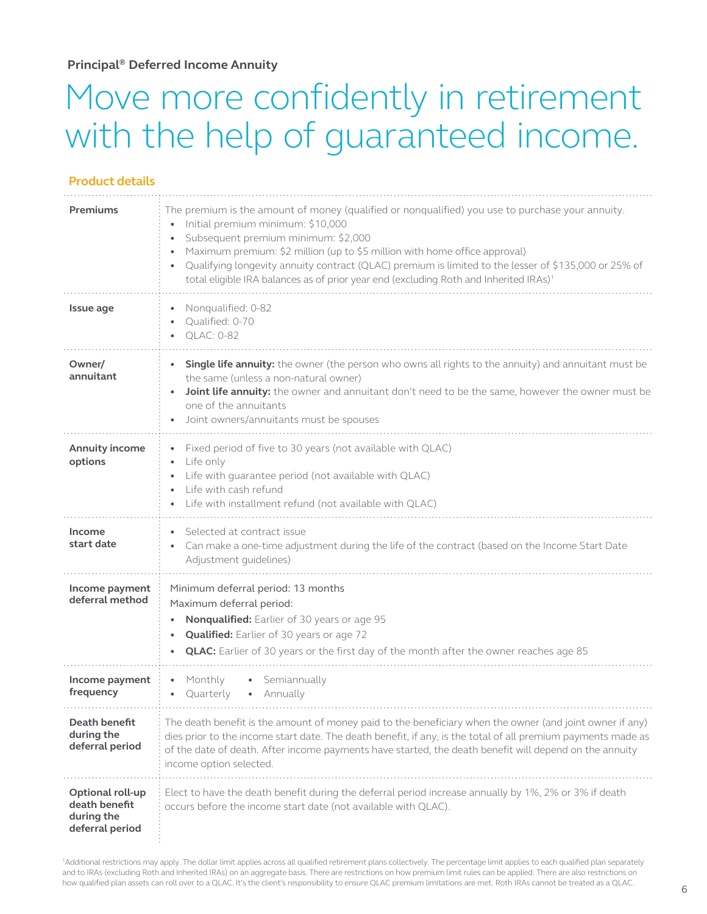**Principal® Deferred Income Annuity**

# Move more confidently in retirement with the help of guaranteed income.

## Product details

| | |
|---|---|
| **Premiums** | The premium is the amount of money (qualified or nonqualified) you use to purchase your annuity.<br>• Initial premium minimum: $10,000<br>• Subsequent premium minimum: $2,000<br>• Maximum premium: $2 million (up to $5 million with home office approval)<br>• Qualifying longevity annuity contract (QLAC) premium is limited to the lesser of $135,000 or 25% of total eligible IRA balances as of prior year end (excluding Roth and Inherited IRAs)[1] |
| **Issue age** | • Nonqualified: 0-82<br>• Qualified: 0-70<br>• QLAC: 0-82 |
| **Owner/ annuitant** | • **Single life annuity:** the owner (the person who owns all rights to the annuity) and annuitant must be the same (unless a non-natural owner)<br>• **Joint life annuity:** the owner and annuitant don't need to be the same, however the owner must be one of the annuitants<br>• Joint owners/annuitants must be spouses |
| **Annuity income options** | • Fixed period of five to 30 years (not available with QLAC)<br>• Life only<br>• Life with guarantee period (not available with QLAC)<br>• Life with cash refund<br>• Life with installment refund (not available with QLAC) |
| **Income start date** | • Selected at contract issue<br>• Can make a one-time adjustment during the life of the contract (based on the Income Start Date Adjustment guidelines) |
| **Income payment deferral method** | Minimum deferral period: 13 months<br>Maximum deferral period:<br>• **Nonqualified:** Earlier of 30 years or age 95<br>• **Qualified:** Earlier of 30 years or age 72<br>• **QLAC:** Earlier of 30 years or the first day of the month after the owner reaches age 85 |
| **Income payment frequency** | • Monthly<br>• Quarterly<br>• Semiannually<br>• Annually |
| **Death benefit during the deferral period** | The death benefit is the amount of money paid to the beneficiary when the owner (and joint owner if any) dies prior to the income start date. The death benefit, if any, is the total of all premium payments made as of the date of death. After income payments have started, the death benefit will depend on the annuity income option selected. |
| **Optional roll-up death benefit during the deferral period** | Elect to have the death benefit during the deferral period increase annually by 1%, 2% or 3% if death occurs before the income start date (not available with QLAC). |

[1]Additional restrictions may apply. The dollar limit applies across all qualified retirement plans collectively. The percentage limit applies to each qualified plan separately and to IRAs (excluding Roth and Inherited IRAs) on an aggregate basis. There are restrictions on how premium limit rules can be applied. There are also restrictions on how qualified plan assets can roll over to a QLAC. It's the client's responsibility to ensure QLAC premium limitations are met. Roth IRAs cannot be treated as a QLAC.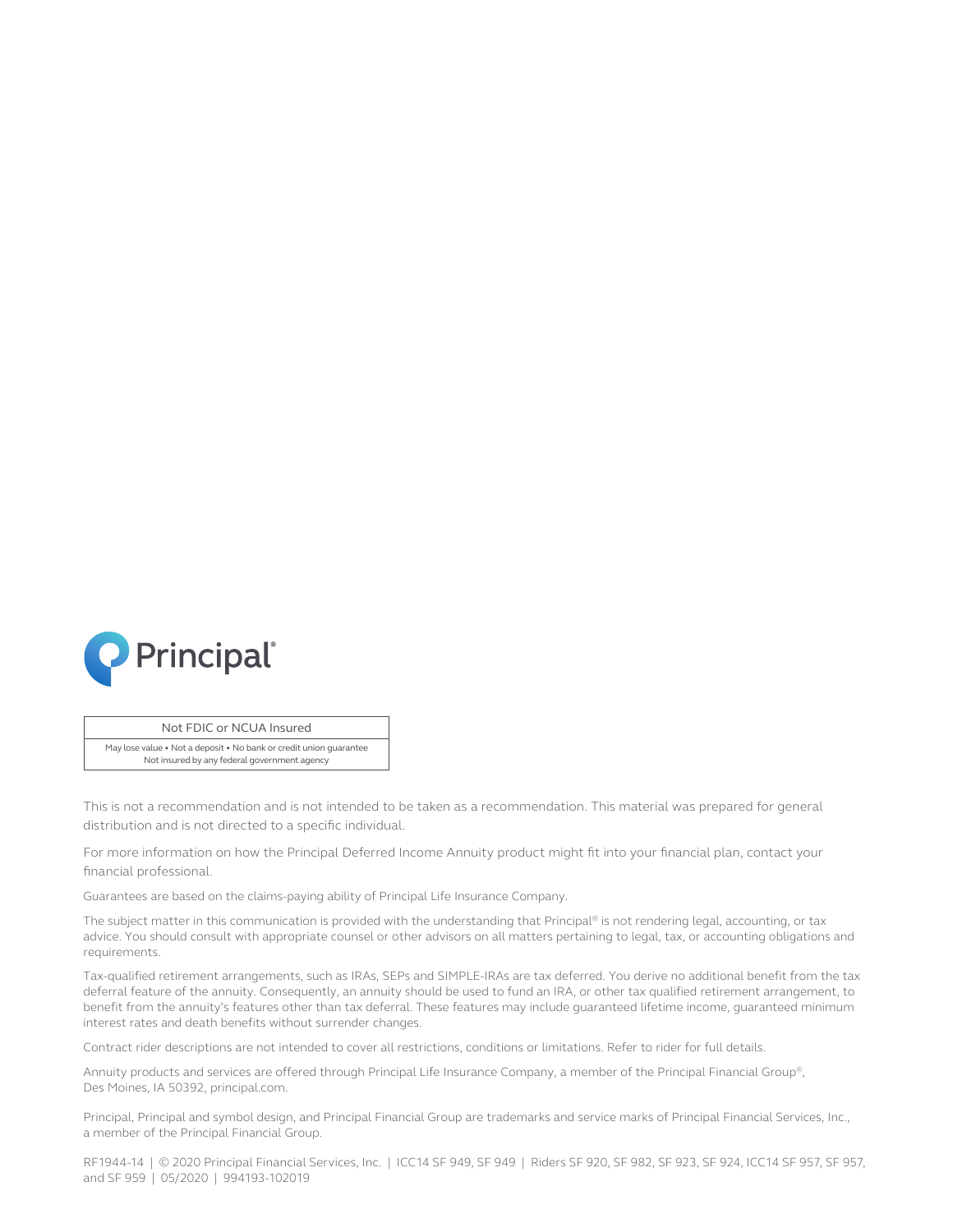Principal®

Not FDIC or NCUA Insured

May lose value • Not a deposit • No bank or credit union guarantee
Not insured by any federal government agency

This is not a recommendation and is not intended to be taken as a recommendation. This material was prepared for general distribution and is not directed to a specific individual.

For more information on how the Principal Deferred Income Annuity product might fit into your financial plan, contact your financial professional.

Guarantees are based on the claims-paying ability of Principal Life Insurance Company.

The subject matter in this communication is provided with the understanding that Principal® is not rendering legal, accounting, or tax advice. You should consult with appropriate counsel or other advisors on all matters pertaining to legal, tax, or accounting obligations and requirements.

Tax-qualified retirement arrangements, such as IRAs, SEPs and SIMPLE-IRAs are tax deferred. You derive no additional benefit from the tax deferral feature of the annuity. Consequently, an annuity should be used to fund an IRA, or other tax qualified retirement arrangement, to benefit from the annuity's features other than tax deferral. These features may include guaranteed lifetime income, guaranteed minimum interest rates and death benefits without surrender changes.

Contract rider descriptions are not intended to cover all restrictions, conditions or limitations. Refer to rider for full details.

Annuity products and services are offered through Principal Life Insurance Company, a member of the Principal Financial Group®, Des Moines, IA 50392, principal.com.

Principal, Principal and symbol design, and Principal Financial Group are trademarks and service marks of Principal Financial Services, Inc., a member of the Principal Financial Group.

RF1944-14 | © 2020 Principal Financial Services, Inc. | ICC14 SF 949, SF 949 | Riders SF 920, SF 982, SF 923, SF 924, ICC14 SF 957, SF 957, and SF 959 | 05/2020 | 994193-102019